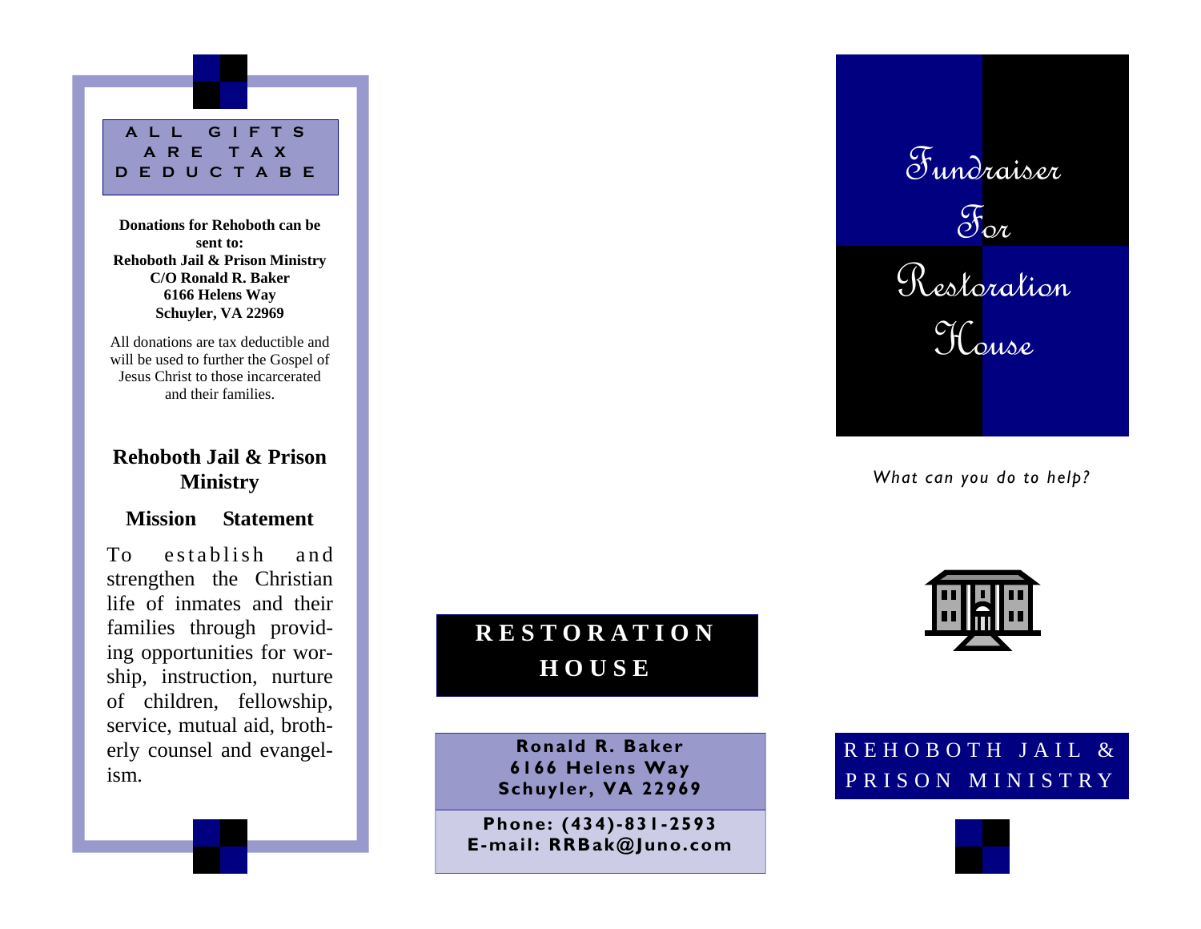ALL GIFTS ARE TAX DEDUCTABE

**Donations for Rehoboth can be sent to:**
**Rehoboth Jail & Prison Ministry**
**C/O Ronald R. Baker**
**6166 Helens Way**
**Schuyler, VA 22969**

All donations are tax deductible and will be used to further the Gospel of Jesus Christ to those incarcerated and their families.

## Rehoboth Jail & Prison Ministry

### Mission Statement

To establish and strengthen the Christian life of inmates and their families through providing opportunities for worship, instruction, nurture of children, fellowship, service, mutual aid, brotherly counsel and evangelism.

## RESTORATION HOUSE

**Ronald R. Baker**
**6166 Helens Way**
**Schuyler, VA 22969**

**Phone: (434)-831-2593**
**E-mail: RRBak@Juno.com**

# Fundraiser For Restoration House

*What can you do to help?*

REHOBOTH JAIL & PRISON MINISTRY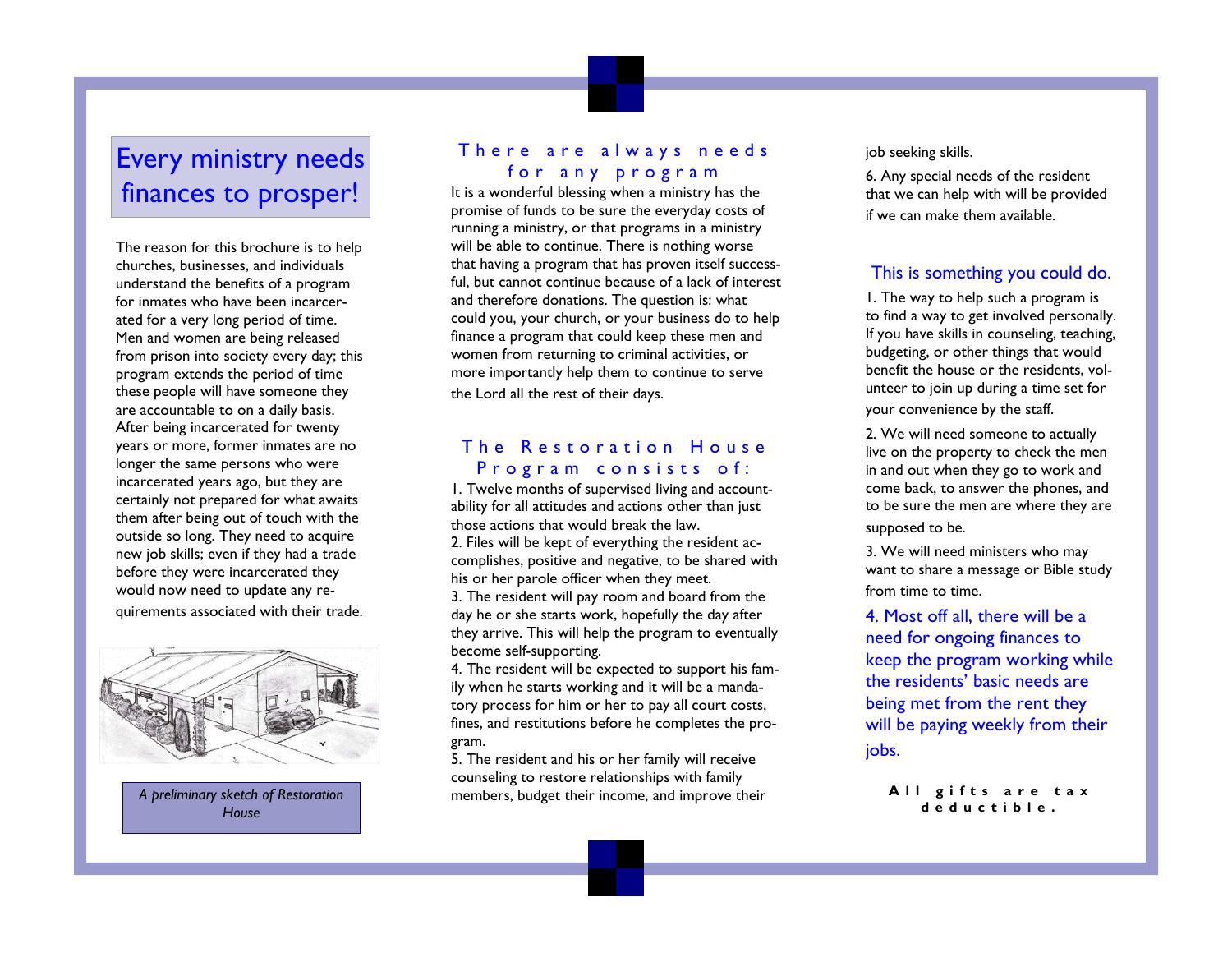## Every ministry needs finances to prosper!

The reason for this brochure is to help churches, businesses, and individuals understand the benefits of a program for inmates who have been incarcerated for a very long period of time. Men and women are being released from prison into society every day; this program extends the period of time these people will have someone they are accountable to on a daily basis. After being incarcerated for twenty years or more, former inmates are no longer the same persons who were incarcerated years ago, but they are certainly not prepared for what awaits them after being out of touch with the outside so long. They need to acquire new job skills; even if they had a trade before they were incarcerated they would now need to update any requirements associated with their trade.

*A preliminary sketch of Restoration House*

## There are always needs for any program

It is a wonderful blessing when a ministry has the promise of funds to be sure the everyday costs of running a ministry, or that programs in a ministry will be able to continue. There is nothing worse that having a program that has proven itself successful, but cannot continue because of a lack of interest and therefore donations. The question is: what could you, your church, or your business do to help finance a program that could keep these men and women from returning to criminal activities, or more importantly help them to continue to serve the Lord all the rest of their days.

## The Restoration House Program consists of:

1. Twelve months of supervised living and accountability for all attitudes and actions other than just those actions that would break the law.
2. Files will be kept of everything the resident accomplishes, positive and negative, to be shared with his or her parole officer when they meet.
3. The resident will pay room and board from the day he or she starts work, hopefully the day after they arrive. This will help the program to eventually become self-supporting.
4. The resident will be expected to support his family when he starts working and it will be a mandatory process for him or her to pay all court costs, fines, and restitutions before he completes the program.
5. The resident and his or her family will receive counseling to restore relationships with family members, budget their income, and improve their job seeking skills.
6. Any special needs of the resident that we can help with will be provided if we can make them available.

## This is something you could do.

1. The way to help such a program is to find a way to get involved personally. If you have skills in counseling, teaching, budgeting, or other things that would benefit the house or the residents, volunteer to join up during a time set for your convenience by the staff.

2. We will need someone to actually live on the property to check the men in and out when they go to work and come back, to answer the phones, and to be sure the men are where they are supposed to be.

3. We will need ministers who may want to share a message or Bible study from time to time.

4. Most off all, there will be a need for ongoing finances to keep the program working while the residents' basic needs are being met from the rent they will be paying weekly from their jobs.

**All gifts are tax deductible.**